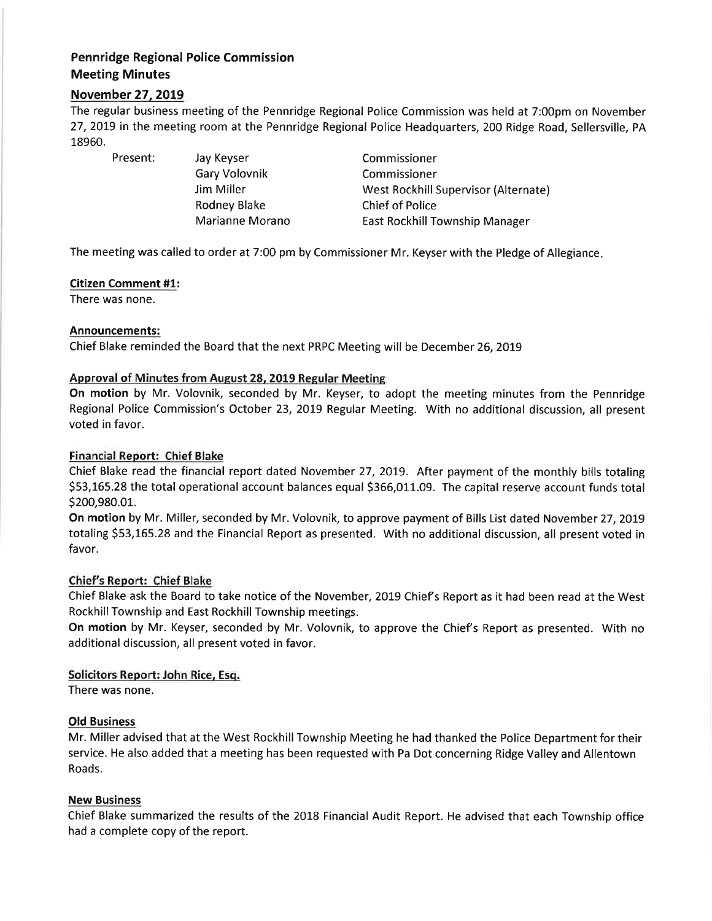# Pennridge Regional Police Commission
## Meeting Minutes

### November 27, 2019

The regular business meeting of the Pennridge Regional Police Commission was held at 7:00pm on November 27, 2019 in the meeting room at the Pennridge Regional Police Headquarters, 200 Ridge Road, Sellersville, PA 18960.

| Present: | Jay Keyser | Commissioner |
|---|---|---|
| | Gary Volovnik | Commissioner |
| | Jim Miller | West Rockhill Supervisor (Alternate) |
| | Rodney Blake | Chief of Police |
| | Marianne Morano | East Rockhill Township Manager |

The meeting was called to order at 7:00 pm by Commissioner Mr. Keyser with the Pledge of Allegiance.

**Citizen Comment #1:**

There was none.

**Announcements:**

Chief Blake reminded the Board that the next PRPC Meeting will be December 26, 2019

**Approval of Minutes from August 28, 2019 Regular Meeting**

**On motion** by Mr. Volovnik, seconded by Mr. Keyser, to adopt the meeting minutes from the Pennridge Regional Police Commission's October 23, 2019 Regular Meeting. With no additional discussion, all present voted in favor.

**Financial Report: Chief Blake**

Chief Blake read the financial report dated November 27, 2019. After payment of the monthly bills totaling $53,165.28 the total operational account balances equal $366,011.09. The capital reserve account funds total $200,980.01.

**On motion** by Mr. Miller, seconded by Mr. Volovnik, to approve payment of Bills List dated November 27, 2019 totaling $53,165.28 and the Financial Report as presented. With no additional discussion, all present voted in favor.

**Chief's Report: Chief Blake**

Chief Blake ask the Board to take notice of the November, 2019 Chief's Report as it had been read at the West Rockhill Township and East Rockhill Township meetings.

**On motion** by Mr. Keyser, seconded by Mr. Volovnik, to approve the Chief's Report as presented. With no additional discussion, all present voted in favor.

**Solicitors Report: John Rice, Esq.**

There was none.

**Old Business**

Mr. Miller advised that at the West Rockhill Township Meeting he had thanked the Police Department for their service. He also added that a meeting has been requested with Pa Dot concerning Ridge Valley and Allentown Roads.

**New Business**

Chief Blake summarized the results of the 2018 Financial Audit Report. He advised that each Township office had a complete copy of the report.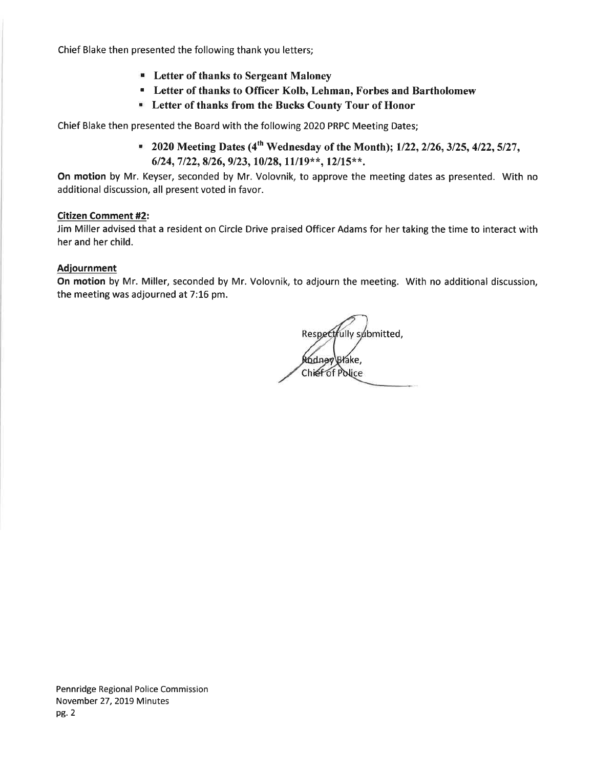Chief Blake then presented the following thank you letters;

- **Letter of thanks to Sergeant Maloney**
- **Letter of thanks to Officer Kolb, Lehman, Forbes and Bartholomew**
- **Letter of thanks from the Bucks County Tour of Honor**

Chief Blake then presented the Board with the following 2020 PRPC Meeting Dates;

- **2020 Meeting Dates (4th Wednesday of the Month); 1/22, 2/26, 3/25, 4/22, 5/27, 6/24, 7/22, 8/26, 9/23, 10/28, 11/19**, 12/15**.**

**On motion** by Mr. Keyser, seconded by Mr. Volovnik, to approve the meeting dates as presented. With no additional discussion, all present voted in favor.

**Citizen Comment #2:**

Jim Miller advised that a resident on Circle Drive praised Officer Adams for her taking the time to interact with her and her child.

**Adjournment**

**On motion** by Mr. Miller, seconded by Mr. Volovnik, to adjourn the meeting. With no additional discussion, the meeting was adjourned at 7:16 pm.

Respectfully submitted,

Rodney Blake,
Chief of Police

Pennridge Regional Police Commission
November 27, 2019 Minutes